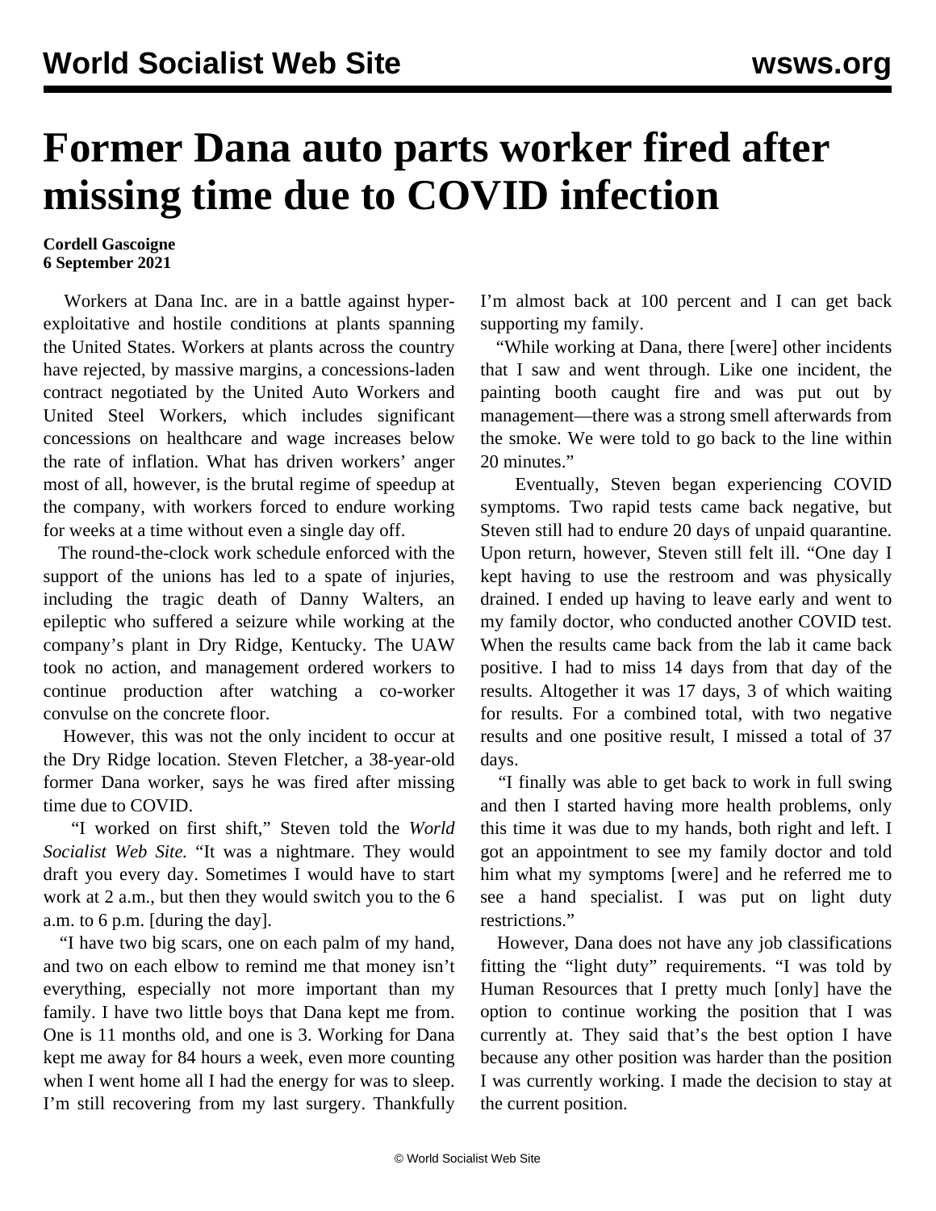# Former Dana auto parts worker fired after missing time due to COVID infection

**Cordell Gascoigne**
**6 September 2021**

Workers at Dana Inc. are in a battle against hyper-exploitative and hostile conditions at plants spanning the United States. Workers at plants across the country have rejected, by massive margins, a concessions-laden contract negotiated by the United Auto Workers and United Steel Workers, which includes significant concessions on healthcare and wage increases below the rate of inflation. What has driven workers' anger most of all, however, is the brutal regime of speedup at the company, with workers forced to endure working for weeks at a time without even a single day off.

The round-the-clock work schedule enforced with the support of the unions has led to a spate of injuries, including the tragic death of Danny Walters, an epileptic who suffered a seizure while working at the company's plant in Dry Ridge, Kentucky. The UAW took no action, and management ordered workers to continue production after watching a co-worker convulse on the concrete floor.

However, this was not the only incident to occur at the Dry Ridge location. Steven Fletcher, a 38-year-old former Dana worker, says he was fired after missing time due to COVID.

"I worked on first shift," Steven told the *World Socialist Web Site*. "It was a nightmare. They would draft you every day. Sometimes I would have to start work at 2 a.m., but then they would switch you to the 6 a.m. to 6 p.m. [during the day].

"I have two big scars, one on each palm of my hand, and two on each elbow to remind me that money isn't everything, especially not more important than my family. I have two little boys that Dana kept me from. One is 11 months old, and one is 3. Working for Dana kept me away for 84 hours a week, even more counting when I went home all I had the energy for was to sleep. I'm still recovering from my last surgery. Thankfully I'm almost back at 100 percent and I can get back supporting my family.

"While working at Dana, there [were] other incidents that I saw and went through. Like one incident, the painting booth caught fire and was put out by management—there was a strong smell afterwards from the smoke. We were told to go back to the line within 20 minutes."

Eventually, Steven began experiencing COVID symptoms. Two rapid tests came back negative, but Steven still had to endure 20 days of unpaid quarantine. Upon return, however, Steven still felt ill. "One day I kept having to use the restroom and was physically drained. I ended up having to leave early and went to my family doctor, who conducted another COVID test. When the results came back from the lab it came back positive. I had to miss 14 days from that day of the results. Altogether it was 17 days, 3 of which waiting for results. For a combined total, with two negative results and one positive result, I missed a total of 37 days.

"I finally was able to get back to work in full swing and then I started having more health problems, only this time it was due to my hands, both right and left. I got an appointment to see my family doctor and told him what my symptoms [were] and he referred me to see a hand specialist. I was put on light duty restrictions."

However, Dana does not have any job classifications fitting the "light duty" requirements. "I was told by Human Resources that I pretty much [only] have the option to continue working the position that I was currently at. They said that's the best option I have because any other position was harder than the position I was currently working. I made the decision to stay at the current position.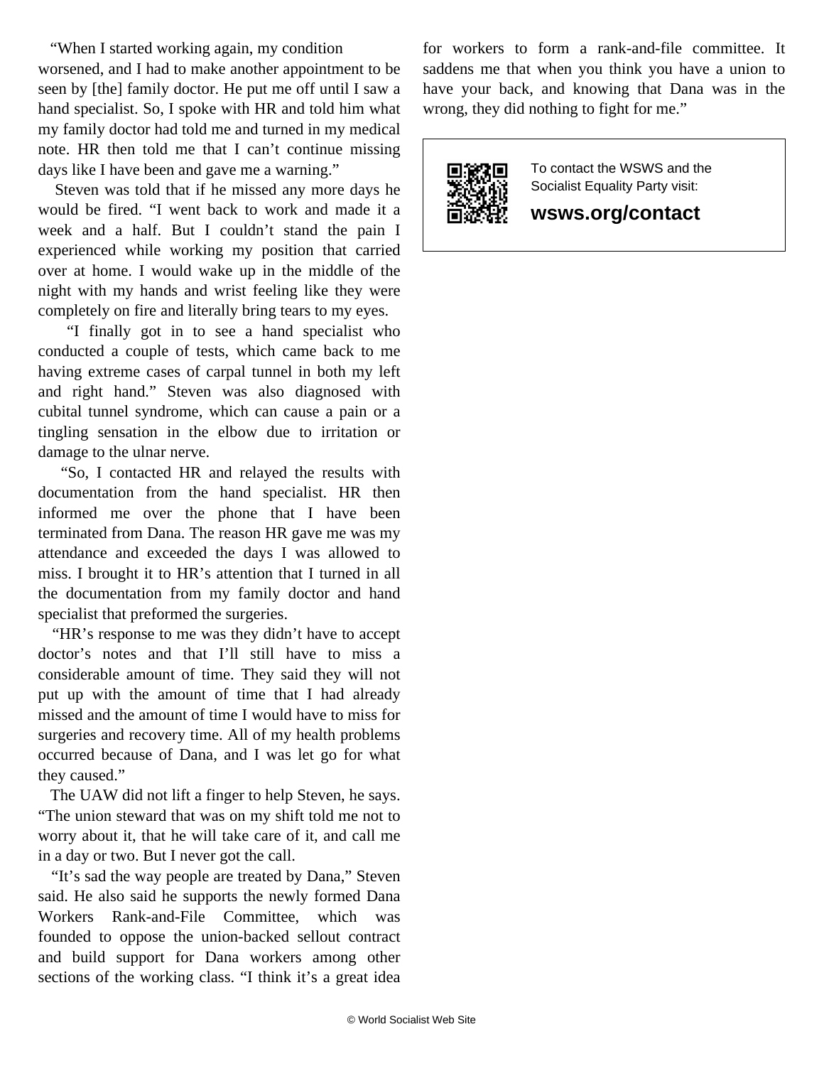"When I started working again, my condition worsened, and I had to make another appointment to be seen by [the] family doctor. He put me off until I saw a hand specialist. So, I spoke with HR and told him what my family doctor had told me and turned in my medical note. HR then told me that I can't continue missing days like I have been and gave me a warning."

Steven was told that if he missed any more days he would be fired. "I went back to work and made it a week and a half. But I couldn't stand the pain I experienced while working my position that carried over at home. I would wake up in the middle of the night with my hands and wrist feeling like they were completely on fire and literally bring tears to my eyes.

"I finally got in to see a hand specialist who conducted a couple of tests, which came back to me having extreme cases of carpal tunnel in both my left and right hand." Steven was also diagnosed with cubital tunnel syndrome, which can cause a pain or a tingling sensation in the elbow due to irritation or damage to the ulnar nerve.

"So, I contacted HR and relayed the results with documentation from the hand specialist. HR then informed me over the phone that I have been terminated from Dana. The reason HR gave me was my attendance and exceeded the days I was allowed to miss. I brought it to HR's attention that I turned in all the documentation from my family doctor and hand specialist that preformed the surgeries.

"HR's response to me was they didn't have to accept doctor's notes and that I'll still have to miss a considerable amount of time. They said they will not put up with the amount of time that I had already missed and the amount of time I would have to miss for surgeries and recovery time. All of my health problems occurred because of Dana, and I was let go for what they caused."

The UAW did not lift a finger to help Steven, he says. "The union steward that was on my shift told me not to worry about it, that he will take care of it, and call me in a day or two. But I never got the call.

"It's sad the way people are treated by Dana," Steven said. He also said he supports the newly formed Dana Workers Rank-and-File Committee, which was founded to oppose the union-backed sellout contract and build support for Dana workers among other sections of the working class. "I think it's a great idea for workers to form a rank-and-file committee. It saddens me that when you think you have a union to have your back, and knowing that Dana was in the wrong, they did nothing to fight for me."

To contact the WSWS and the Socialist Equality Party visit:

**wsws.org/contact**